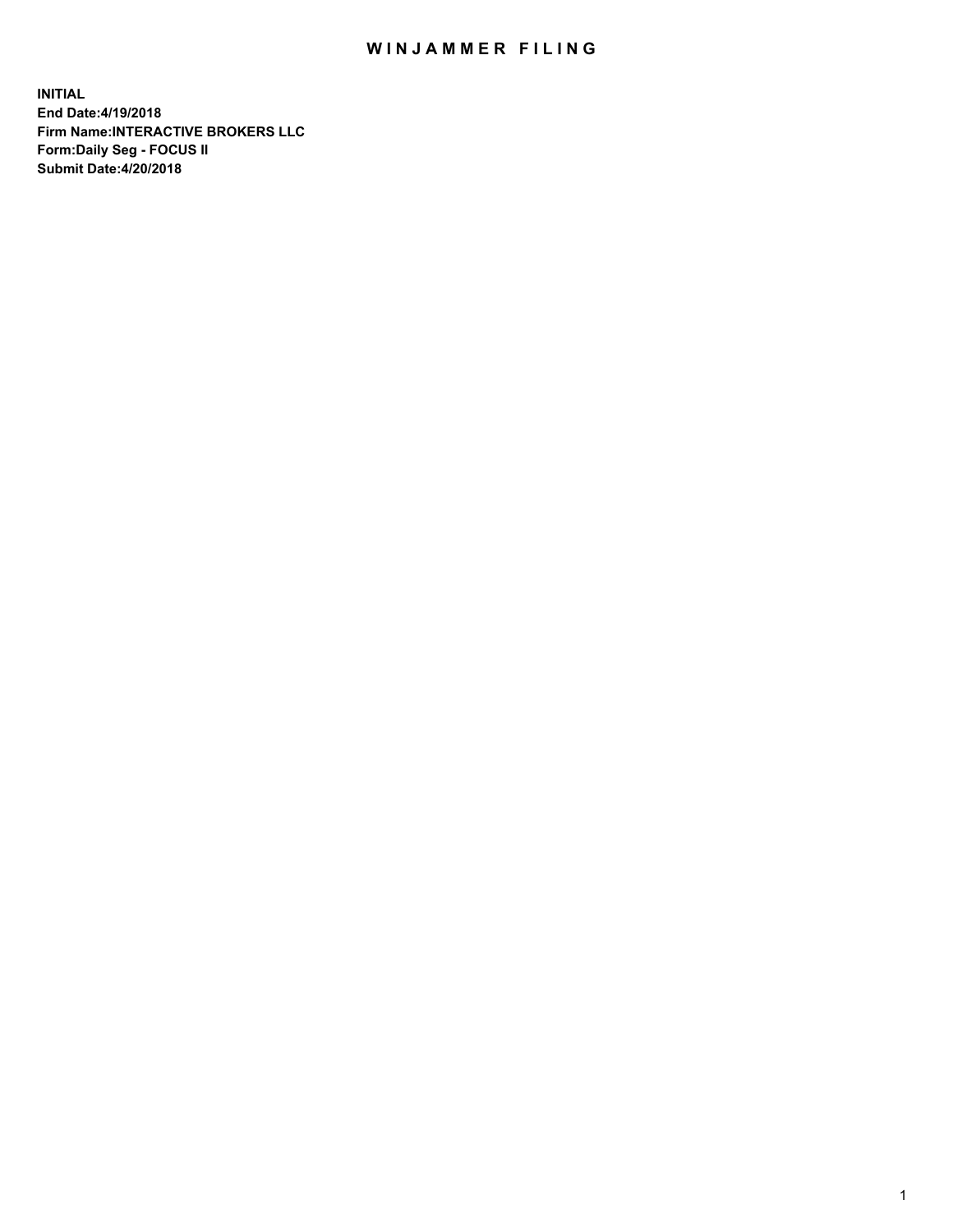# WINJAMMER FILING

**INITIAL**
**End Date:4/19/2018**
**Firm Name:INTERACTIVE BROKERS LLC**
**Form:Daily Seg - FOCUS II**
**Submit Date:4/20/2018**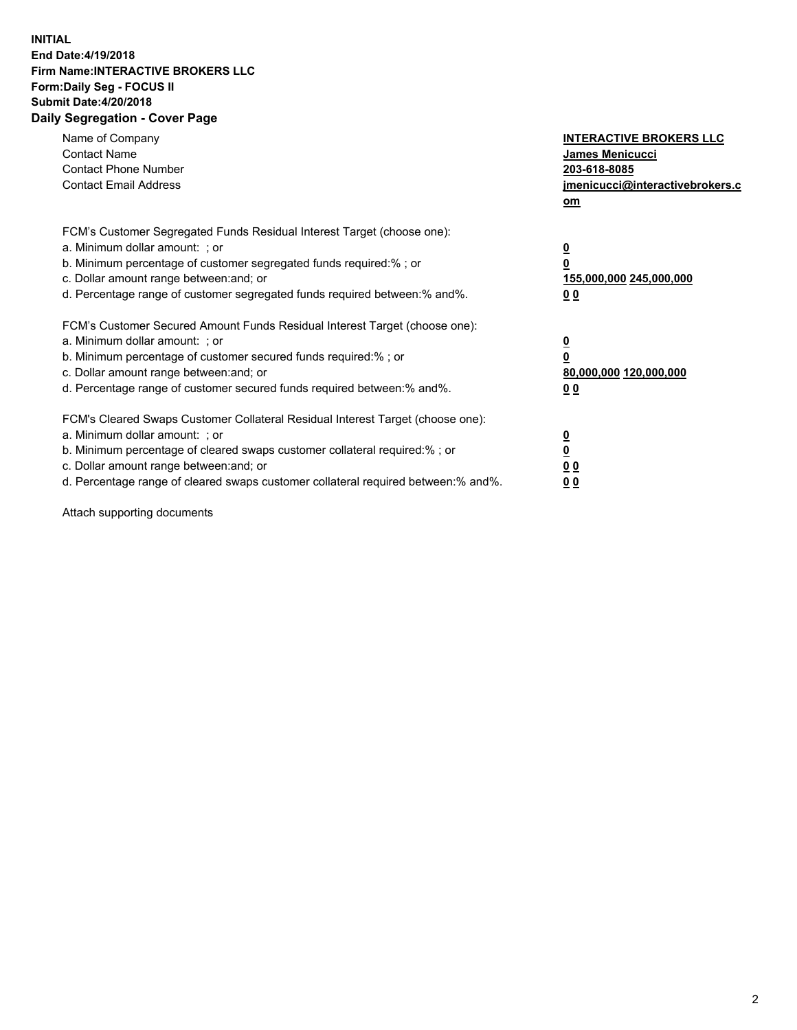**INITIAL**
**End Date:4/19/2018**
**Firm Name:INTERACTIVE BROKERS LLC**
**Form:Daily Seg - FOCUS II**
**Submit Date:4/20/2018**
**Daily Segregation - Cover Page**

| | |
|---|---|
| Name of Company | **INTERACTIVE BROKERS LLC** |
| Contact Name | **James Menicucci** |
| Contact Phone Number | **203-618-8085** |
| Contact Email Address | **jmenicucci@interactivebrokers.com** |

FCM's Customer Segregated Funds Residual Interest Target (choose one):

| | |
|---|---|
| a. Minimum dollar amount: ; or | **0** |
| b. Minimum percentage of customer segregated funds required:% ; or | **0** |
| c. Dollar amount range between:and; or | **155,000,000 245,000,000** |
| d. Percentage range of customer segregated funds required between:% and%. | **0 0** |

FCM's Customer Secured Amount Funds Residual Interest Target (choose one):

| | |
|---|---|
| a. Minimum dollar amount: ; or | **0** |
| b. Minimum percentage of customer secured funds required:% ; or | **0** |
| c. Dollar amount range between:and; or | **80,000,000 120,000,000** |
| d. Percentage range of customer secured funds required between:% and%. | **0 0** |

FCM's Cleared Swaps Customer Collateral Residual Interest Target (choose one):

| | |
|---|---|
| a. Minimum dollar amount: ; or | **0** |
| b. Minimum percentage of cleared swaps customer collateral required:% ; or | **0** |
| c. Dollar amount range between:and; or | **0 0** |
| d. Percentage range of cleared swaps customer collateral required between:% and%. | **0 0** |

Attach supporting documents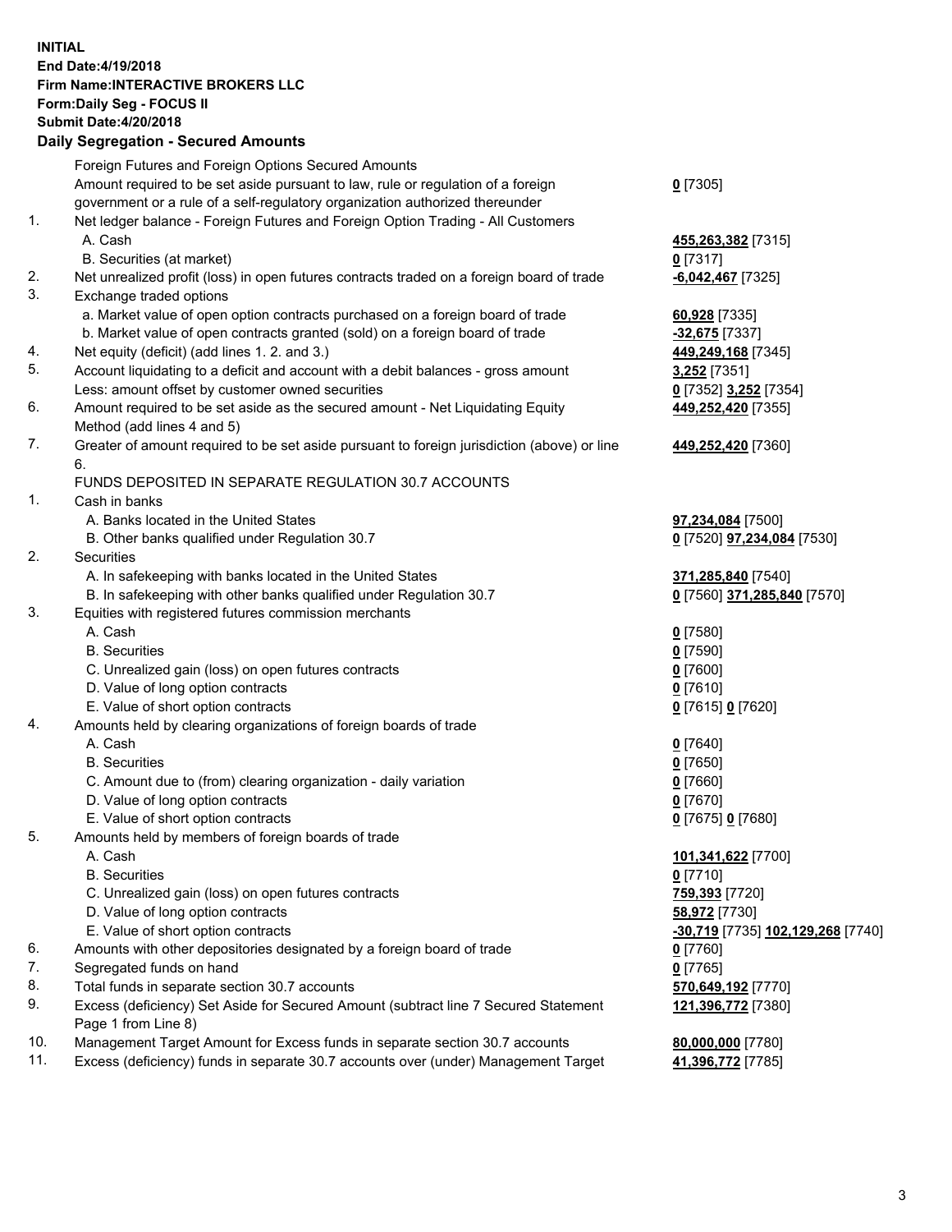**INITIAL**
**End Date:4/19/2018**
**Firm Name:INTERACTIVE BROKERS LLC**
**Form:Daily Seg - FOCUS II**
**Submit Date:4/20/2018**
**Daily Segregation - Secured Amounts**

| | | |
|---|---|---|
| | Foreign Futures and Foreign Options Secured Amounts | |
| | Amount required to be set aside pursuant to law, rule or regulation of a foreign government or a rule of a self-regulatory organization authorized thereunder | **0** [7305] |
| 1. | Net ledger balance - Foreign Futures and Foreign Option Trading - All Customers | |
| | A. Cash | **455,263,382** [7315] |
| | B. Securities (at market) | **0** [7317] |
| 2. | Net unrealized profit (loss) in open futures contracts traded on a foreign board of trade | **-6,042,467** [7325] |
| 3. | Exchange traded options | |
| | a. Market value of open option contracts purchased on a foreign board of trade | **60,928** [7335] |
| | b. Market value of open contracts granted (sold) on a foreign board of trade | **-32,675** [7337] |
| 4. | Net equity (deficit) (add lines 1. 2. and 3.) | **449,249,168** [7345] |
| 5. | Account liquidating to a deficit and account with a debit balances - gross amount | **3,252** [7351] |
| | Less: amount offset by customer owned securities | **0** [7352] **3,252** [7354] |
| 6. | Amount required to be set aside as the secured amount - Net Liquidating Equity Method (add lines 4 and 5) | **449,252,420** [7355] |
| 7. | Greater of amount required to be set aside pursuant to foreign jurisdiction (above) or line 6. | **449,252,420** [7360] |
| | FUNDS DEPOSITED IN SEPARATE REGULATION 30.7 ACCOUNTS | |
| 1. | Cash in banks | |
| | A. Banks located in the United States | **97,234,084** [7500] |
| | B. Other banks qualified under Regulation 30.7 | **0** [7520] **97,234,084** [7530] |
| 2. | Securities | |
| | A. In safekeeping with banks located in the United States | **371,285,840** [7540] |
| | B. In safekeeping with other banks qualified under Regulation 30.7 | **0** [7560] **371,285,840** [7570] |
| 3. | Equities with registered futures commission merchants | |
| | A. Cash | **0** [7580] |
| | B. Securities | **0** [7590] |
| | C. Unrealized gain (loss) on open futures contracts | **0** [7600] |
| | D. Value of long option contracts | **0** [7610] |
| | E. Value of short option contracts | **0** [7615] **0** [7620] |
| 4. | Amounts held by clearing organizations of foreign boards of trade | |
| | A. Cash | **0** [7640] |
| | B. Securities | **0** [7650] |
| | C. Amount due to (from) clearing organization - daily variation | **0** [7660] |
| | D. Value of long option contracts | **0** [7670] |
| | E. Value of short option contracts | **0** [7675] **0** [7680] |
| 5. | Amounts held by members of foreign boards of trade | |
| | A. Cash | **101,341,622** [7700] |
| | B. Securities | **0** [7710] |
| | C. Unrealized gain (loss) on open futures contracts | **759,393** [7720] |
| | D. Value of long option contracts | **58,972** [7730] |
| | E. Value of short option contracts | **-30,719** [7735] **102,129,268** [7740] |
| 6. | Amounts with other depositories designated by a foreign board of trade | **0** [7760] |
| 7. | Segregated funds on hand | **0** [7765] |
| 8. | Total funds in separate section 30.7 accounts | **570,649,192** [7770] |
| 9. | Excess (deficiency) Set Aside for Secured Amount (subtract line 7 Secured Statement Page 1 from Line 8) | **121,396,772** [7380] |
| 10. | Management Target Amount for Excess funds in separate section 30.7 accounts | **80,000,000** [7780] |
| 11. | Excess (deficiency) funds in separate 30.7 accounts over (under) Management Target | **41,396,772** [7785] |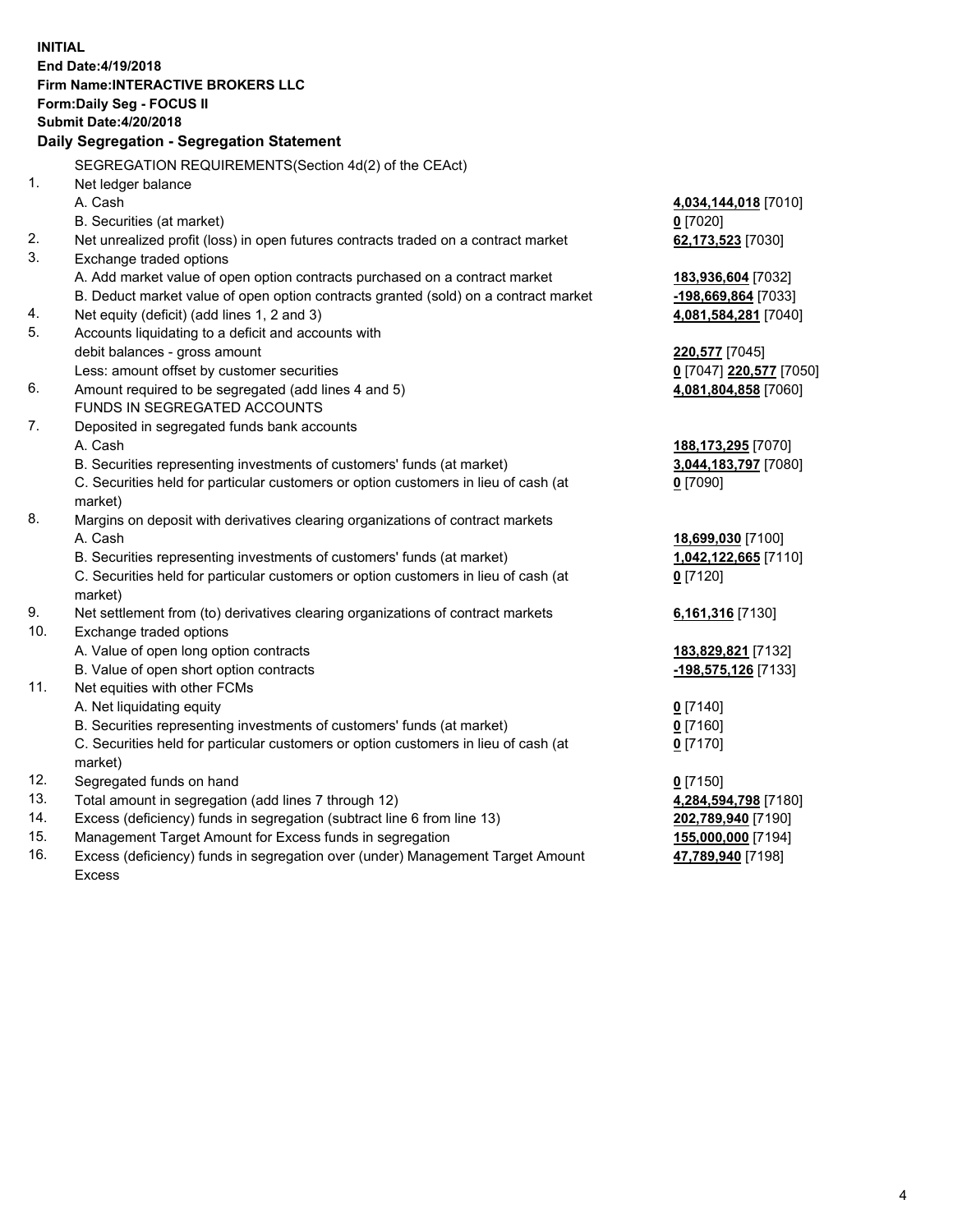**INITIAL**
**End Date:4/19/2018**
**Firm Name:INTERACTIVE BROKERS LLC**
**Form:Daily Seg - FOCUS II**
**Submit Date:4/20/2018**

### Daily Segregation - Segregation Statement

SEGREGATION REQUIREMENTS(Section 4d(2) of the CEAct)

| | | |
|---|---|---|
| 1. | Net ledger balance | |
| | A. Cash | **4,034,144,018** [7010] |
| | B. Securities (at market) | **0** [7020] |
| 2. | Net unrealized profit (loss) in open futures contracts traded on a contract market | **62,173,523** [7030] |
| 3. | Exchange traded options | |
| | A. Add market value of open option contracts purchased on a contract market | **183,936,604** [7032] |
| | B. Deduct market value of open option contracts granted (sold) on a contract market | **-198,669,864** [7033] |
| 4. | Net equity (deficit) (add lines 1, 2 and 3) | **4,081,584,281** [7040] |
| 5. | Accounts liquidating to a deficit and accounts with debit balances - gross amount | **220,577** [7045] |
| | Less: amount offset by customer securities | **0** [7047] **220,577** [7050] |
| 6. | Amount required to be segregated (add lines 4 and 5) | **4,081,804,858** [7060] |
| | FUNDS IN SEGREGATED ACCOUNTS | |
| 7. | Deposited in segregated funds bank accounts | |
| | A. Cash | **188,173,295** [7070] |
| | B. Securities representing investments of customers' funds (at market) | **3,044,183,797** [7080] |
| | C. Securities held for particular customers or option customers in lieu of cash (at market) | **0** [7090] |
| 8. | Margins on deposit with derivatives clearing organizations of contract markets | |
| | A. Cash | **18,699,030** [7100] |
| | B. Securities representing investments of customers' funds (at market) | **1,042,122,665** [7110] |
| | C. Securities held for particular customers or option customers in lieu of cash (at market) | **0** [7120] |
| 9. | Net settlement from (to) derivatives clearing organizations of contract markets | **6,161,316** [7130] |
| 10. | Exchange traded options | |
| | A. Value of open long option contracts | **183,829,821** [7132] |
| | B. Value of open short option contracts | **-198,575,126** [7133] |
| 11. | Net equities with other FCMs | |
| | A. Net liquidating equity | **0** [7140] |
| | B. Securities representing investments of customers' funds (at market) | **0** [7160] |
| | C. Securities held for particular customers or option customers in lieu of cash (at market) | **0** [7170] |
| 12. | Segregated funds on hand | **0** [7150] |
| 13. | Total amount in segregation (add lines 7 through 12) | **4,284,594,798** [7180] |
| 14. | Excess (deficiency) funds in segregation (subtract line 6 from line 13) | **202,789,940** [7190] |
| 15. | Management Target Amount for Excess funds in segregation | **155,000,000** [7194] |
| 16. | Excess (deficiency) funds in segregation over (under) Management Target Amount Excess | **47,789,940** [7198] |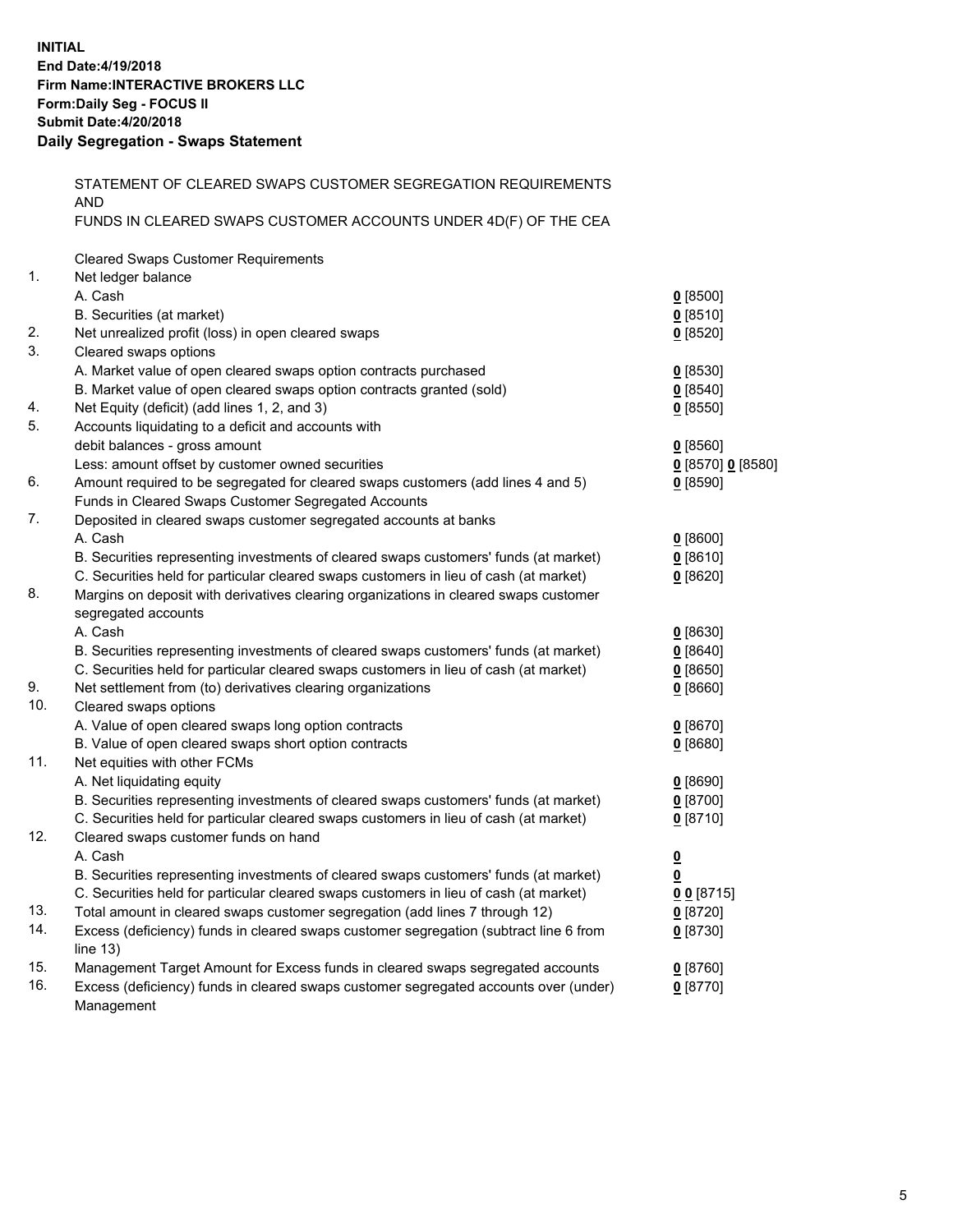**INITIAL**
**End Date:4/19/2018**
**Firm Name:INTERACTIVE BROKERS LLC**
**Form:Daily Seg - FOCUS II**
**Submit Date:4/20/2018**
**Daily Segregation - Swaps Statement**

STATEMENT OF CLEARED SWAPS CUSTOMER SEGREGATION REQUIREMENTS AND FUNDS IN CLEARED SWAPS CUSTOMER ACCOUNTS UNDER 4D(F) OF THE CEA

| | | |
|---|---|---|
| | Cleared Swaps Customer Requirements | |
| 1. | Net ledger balance | |
| | A. Cash | 0 [8500] |
| | B. Securities (at market) | 0 [8510] |
| 2. | Net unrealized profit (loss) in open cleared swaps | 0 [8520] |
| 3. | Cleared swaps options | |
| | A. Market value of open cleared swaps option contracts purchased | 0 [8530] |
| | B. Market value of open cleared swaps option contracts granted (sold) | 0 [8540] |
| 4. | Net Equity (deficit) (add lines 1, 2, and 3) | 0 [8550] |
| 5. | Accounts liquidating to a deficit and accounts with debit balances - gross amount | 0 [8560] |
| | Less: amount offset by customer owned securities | 0 [8570] 0 [8580] |
| 6. | Amount required to be segregated for cleared swaps customers (add lines 4 and 5) | 0 [8590] |
| | Funds in Cleared Swaps Customer Segregated Accounts | |
| 7. | Deposited in cleared swaps customer segregated accounts at banks | |
| | A. Cash | 0 [8600] |
| | B. Securities representing investments of cleared swaps customers' funds (at market) | 0 [8610] |
| | C. Securities held for particular cleared swaps customers in lieu of cash (at market) | 0 [8620] |
| 8. | Margins on deposit with derivatives clearing organizations in cleared swaps customer segregated accounts | |
| | A. Cash | 0 [8630] |
| | B. Securities representing investments of cleared swaps customers' funds (at market) | 0 [8640] |
| | C. Securities held for particular cleared swaps customers in lieu of cash (at market) | 0 [8650] |
| 9. | Net settlement from (to) derivatives clearing organizations | 0 [8660] |
| 10. | Cleared swaps options | |
| | A. Value of open cleared swaps long option contracts | 0 [8670] |
| | B. Value of open cleared swaps short option contracts | 0 [8680] |
| 11. | Net equities with other FCMs | |
| | A. Net liquidating equity | 0 [8690] |
| | B. Securities representing investments of cleared swaps customers' funds (at market) | 0 [8700] |
| | C. Securities held for particular cleared swaps customers in lieu of cash (at market) | 0 [8710] |
| 12. | Cleared swaps customer funds on hand | |
| | A. Cash | 0 |
| | B. Securities representing investments of cleared swaps customers' funds (at market) | 0 |
| | C. Securities held for particular cleared swaps customers in lieu of cash (at market) | 0 0 [8715] |
| 13. | Total amount in cleared swaps customer segregation (add lines 7 through 12) | 0 [8720] |
| 14. | Excess (deficiency) funds in cleared swaps customer segregation (subtract line 6 from line 13) | 0 [8730] |
| 15. | Management Target Amount for Excess funds in cleared swaps segregated accounts | 0 [8760] |
| 16. | Excess (deficiency) funds in cleared swaps customer segregated accounts over (under) Management | 0 [8770] |